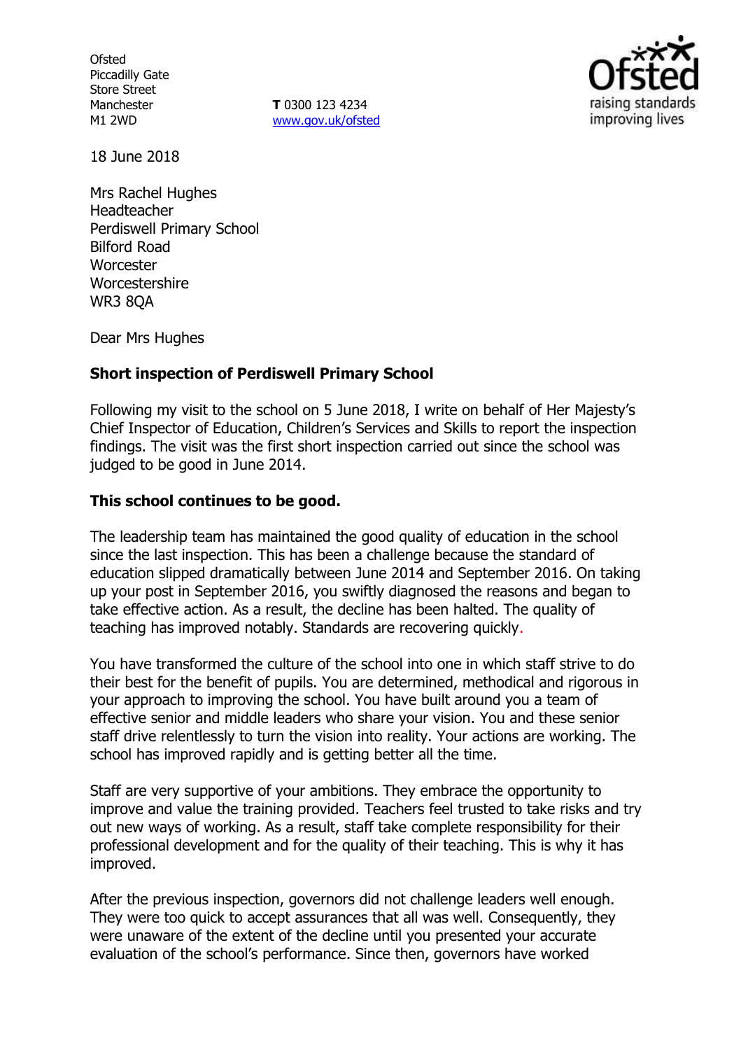Ofsted
Piccadilly Gate
Store Street
Manchester
M1 2WD

**T** 0300 123 4234
www.gov.uk/ofsted

18 June 2018

Mrs Rachel Hughes
Headteacher
Perdiswell Primary School
Bilford Road
Worcester
Worcestershire
WR3 8QA

Dear Mrs Hughes

**Short inspection of Perdiswell Primary School**

Following my visit to the school on 5 June 2018, I write on behalf of Her Majesty's Chief Inspector of Education, Children's Services and Skills to report the inspection findings. The visit was the first short inspection carried out since the school was judged to be good in June 2014.

**This school continues to be good.**

The leadership team has maintained the good quality of education in the school since the last inspection. This has been a challenge because the standard of education slipped dramatically between June 2014 and September 2016. On taking up your post in September 2016, you swiftly diagnosed the reasons and began to take effective action. As a result, the decline has been halted. The quality of teaching has improved notably. Standards are recovering quickly.

You have transformed the culture of the school into one in which staff strive to do their best for the benefit of pupils. You are determined, methodical and rigorous in your approach to improving the school. You have built around you a team of effective senior and middle leaders who share your vision. You and these senior staff drive relentlessly to turn the vision into reality. Your actions are working. The school has improved rapidly and is getting better all the time.

Staff are very supportive of your ambitions. They embrace the opportunity to improve and value the training provided. Teachers feel trusted to take risks and try out new ways of working. As a result, staff take complete responsibility for their professional development and for the quality of their teaching. This is why it has improved.

After the previous inspection, governors did not challenge leaders well enough. They were too quick to accept assurances that all was well. Consequently, they were unaware of the extent of the decline until you presented your accurate evaluation of the school's performance. Since then, governors have worked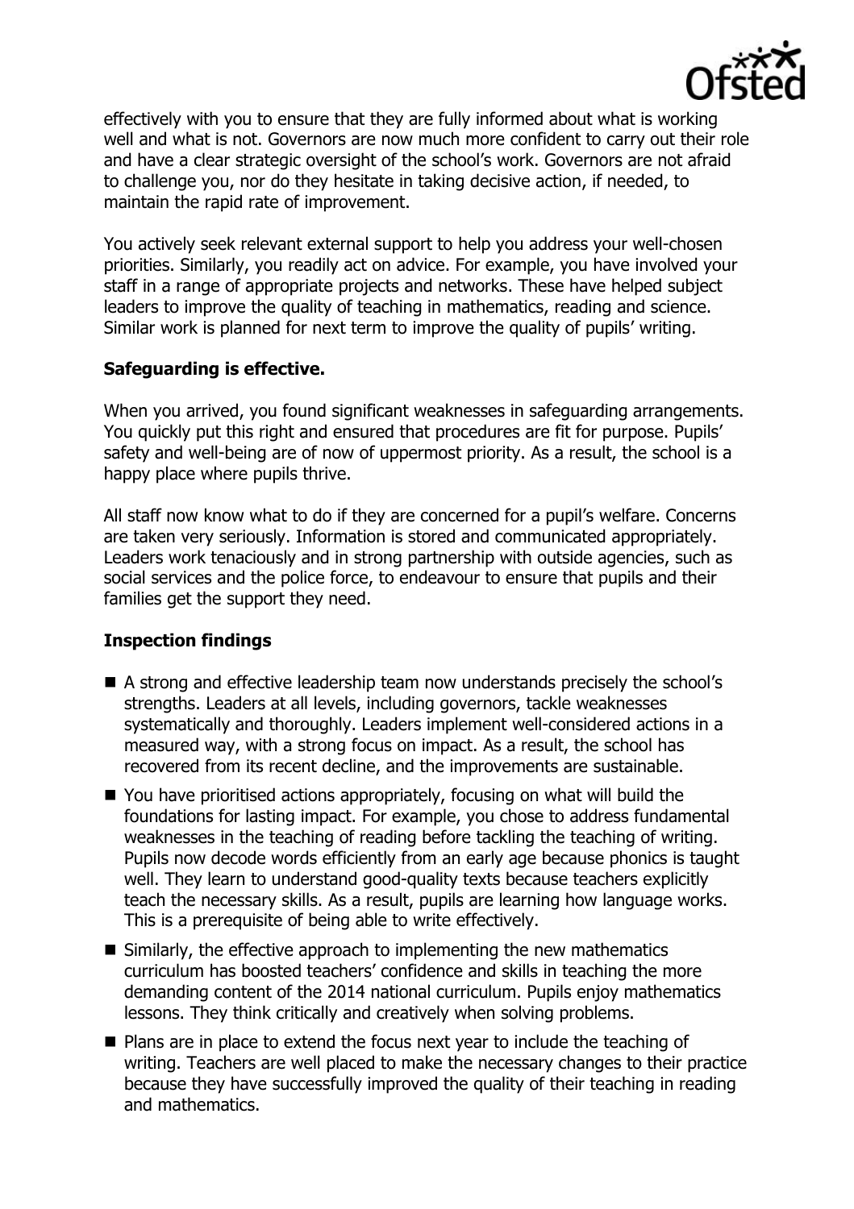effectively with you to ensure that they are fully informed about what is working well and what is not. Governors are now much more confident to carry out their role and have a clear strategic oversight of the school's work. Governors are not afraid to challenge you, nor do they hesitate in taking decisive action, if needed, to maintain the rapid rate of improvement.

You actively seek relevant external support to help you address your well-chosen priorities. Similarly, you readily act on advice. For example, you have involved your staff in a range of appropriate projects and networks. These have helped subject leaders to improve the quality of teaching in mathematics, reading and science. Similar work is planned for next term to improve the quality of pupils' writing.

## Safeguarding is effective.

When you arrived, you found significant weaknesses in safeguarding arrangements. You quickly put this right and ensured that procedures are fit for purpose. Pupils' safety and well-being are of now of uppermost priority. As a result, the school is a happy place where pupils thrive.

All staff now know what to do if they are concerned for a pupil's welfare. Concerns are taken very seriously. Information is stored and communicated appropriately. Leaders work tenaciously and in strong partnership with outside agencies, such as social services and the police force, to endeavour to ensure that pupils and their families get the support they need.

## Inspection findings

- A strong and effective leadership team now understands precisely the school's strengths. Leaders at all levels, including governors, tackle weaknesses systematically and thoroughly. Leaders implement well-considered actions in a measured way, with a strong focus on impact. As a result, the school has recovered from its recent decline, and the improvements are sustainable.
- You have prioritised actions appropriately, focusing on what will build the foundations for lasting impact. For example, you chose to address fundamental weaknesses in the teaching of reading before tackling the teaching of writing. Pupils now decode words efficiently from an early age because phonics is taught well. They learn to understand good-quality texts because teachers explicitly teach the necessary skills. As a result, pupils are learning how language works. This is a prerequisite of being able to write effectively.
- Similarly, the effective approach to implementing the new mathematics curriculum has boosted teachers' confidence and skills in teaching the more demanding content of the 2014 national curriculum. Pupils enjoy mathematics lessons. They think critically and creatively when solving problems.
- Plans are in place to extend the focus next year to include the teaching of writing. Teachers are well placed to make the necessary changes to their practice because they have successfully improved the quality of their teaching in reading and mathematics.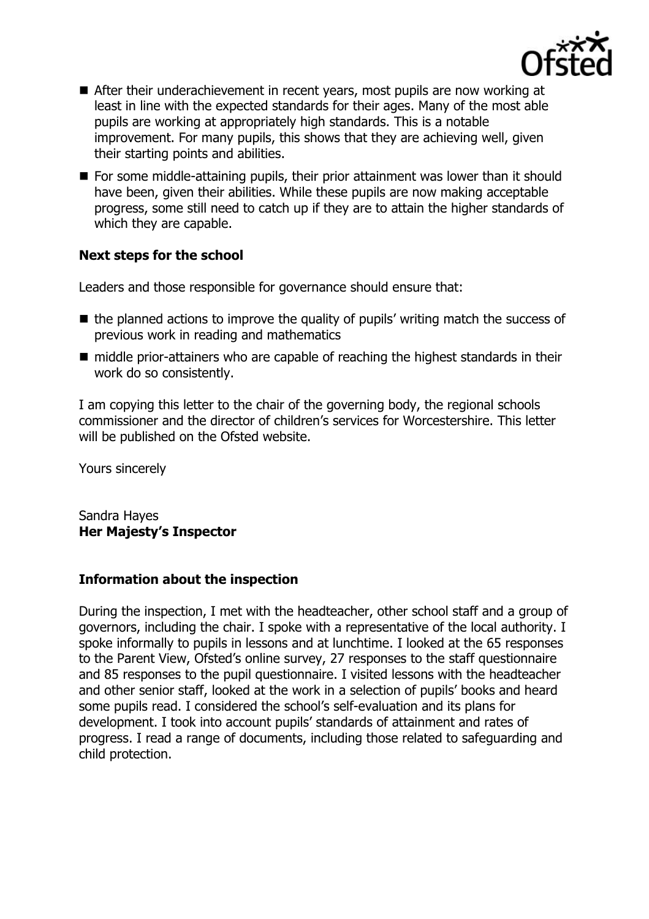- After their underachievement in recent years, most pupils are now working at least in line with the expected standards for their ages. Many of the most able pupils are working at appropriately high standards. This is a notable improvement. For many pupils, this shows that they are achieving well, given their starting points and abilities.
- For some middle-attaining pupils, their prior attainment was lower than it should have been, given their abilities. While these pupils are now making acceptable progress, some still need to catch up if they are to attain the higher standards of which they are capable.

**Next steps for the school**

Leaders and those responsible for governance should ensure that:

- the planned actions to improve the quality of pupils' writing match the success of previous work in reading and mathematics
- middle prior-attainers who are capable of reaching the highest standards in their work do so consistently.

I am copying this letter to the chair of the governing body, the regional schools commissioner and the director of children's services for Worcestershire. This letter will be published on the Ofsted website.

Yours sincerely

Sandra Hayes
**Her Majesty's Inspector**

**Information about the inspection**

During the inspection, I met with the headteacher, other school staff and a group of governors, including the chair. I spoke with a representative of the local authority. I spoke informally to pupils in lessons and at lunchtime. I looked at the 65 responses to the Parent View, Ofsted's online survey, 27 responses to the staff questionnaire and 85 responses to the pupil questionnaire. I visited lessons with the headteacher and other senior staff, looked at the work in a selection of pupils' books and heard some pupils read. I considered the school's self-evaluation and its plans for development. I took into account pupils' standards of attainment and rates of progress. I read a range of documents, including those related to safeguarding and child protection.